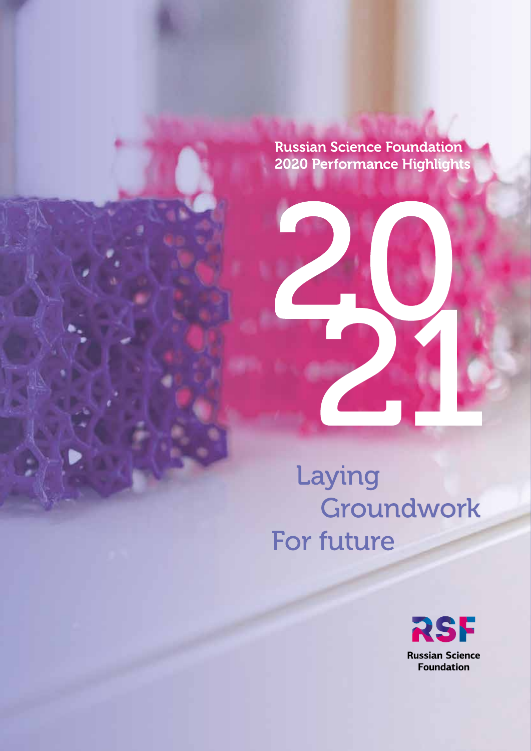Russian Science Foundation
2020 Performance Highlights

# 2021

# Laying Groundwork For future

RSF
Russian Science Foundation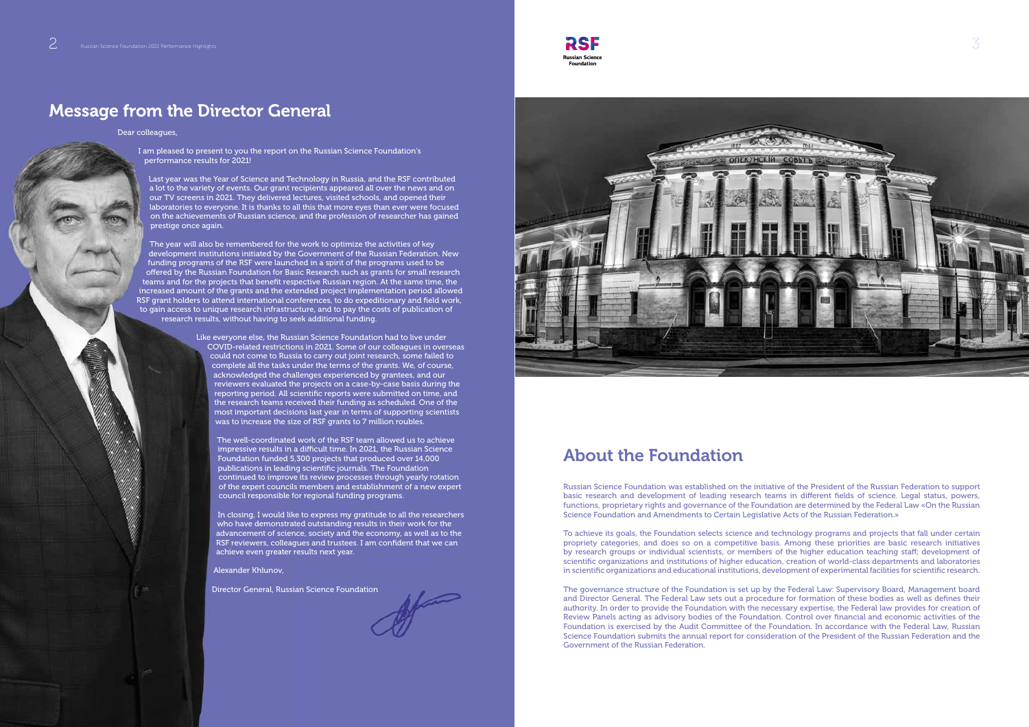# Message from the Director General

Dear colleagues,

I am pleased to present to you the report on the Russian Science Foundation's performance results for 2021!

Last year was the Year of Science and Technology in Russia, and the RSF contributed a lot to the variety of events. Our grant recipients appeared all over the news and on our TV screens in 2021. They delivered lectures, visited schools, and opened their laboratories to everyone. It is thanks to all this that more eyes than ever were focused on the achievements of Russian science, and the profession of researcher has gained prestige once again.

The year will also be remembered for the work to optimize the activities of key development institutions initiated by the Government of the Russian Federation. New funding programs of the RSF were launched in a spirit of the programs used to be offered by the Russian Foundation for Basic Research such as grants for small research teams and for the projects that benefit respective Russian region. At the same time, the increased amount of the grants and the extended project implementation period allowed RSF grant holders to attend international conferences, to do expeditionary and field work, to gain access to unique research infrastructure, and to pay the costs of publication of research results, without having to seek additional funding.

Like everyone else, the Russian Science Foundation had to live under COVID-related restrictions in 2021. Some of our colleagues in overseas could not come to Russia to carry out joint research, some failed to complete all the tasks under the terms of the grants. We, of course, acknowledged the challenges experienced by grantees, and our reviewers evaluated the projects on a case-by-case basis during the reporting period. All scientific reports were submitted on time, and the research teams received their funding as scheduled. One of the most important decisions last year in terms of supporting scientists was to increase the size of RSF grants to 7 million roubles.

The well-coordinated work of the RSF team allowed us to achieve impressive results in a difficult time. In 2021, the Russian Science Foundation funded 5,300 projects that produced over 14,000 publications in leading scientific journals. The Foundation continued to improve its review processes through yearly rotation of the expert councils members and establishment of a new expert council responsible for regional funding programs.

In closing, I would like to express my gratitude to all the researchers who have demonstrated outstanding results in their work for the advancement of science, society and the economy, as well as to the RSF reviewers, colleagues and trustees. I am confident that we can achieve even greater results next year.

Alexander Khlunov,

Director General, Russian Science Foundation

# About the Foundation

Russian Science Foundation was established on the initiative of the President of the Russian Federation to support basic research and development of leading research teams in different fields of science. Legal status, powers, functions, proprietary rights and governance of the Foundation are determined by the Federal Law «On the Russian Science Foundation and Amendments to Certain Legislative Acts of the Russian Federation.»

To achieve its goals, the Foundation selects science and technology programs and projects that fall under certain propriety categories, and does so on a competitive basis. Among these priorities are basic research initiatives by research groups or individual scientists, or members of the higher education teaching staff; development of scientific organizations and institutions of higher education, creation of world-class departments and laboratories in scientific organizations and educational institutions, development of experimental facilities for scientific research.

The governance structure of the Foundation is set up by the Federal Law: Supervisory Board, Management board and Director General. The Federal Law sets out a procedure for formation of these bodies as well as defines their authority. In order to provide the Foundation with the necessary expertise, the Federal law provides for creation of Review Panels acting as advisory bodies of the Foundation. Control over financial and economic activities of the Foundation is exercised by the Audit Committee of the Foundation. In accordance with the Federal Law, Russian Science Foundation submits the annual report for consideration of the President of the Russian Federation and the Government of the Russian Federation.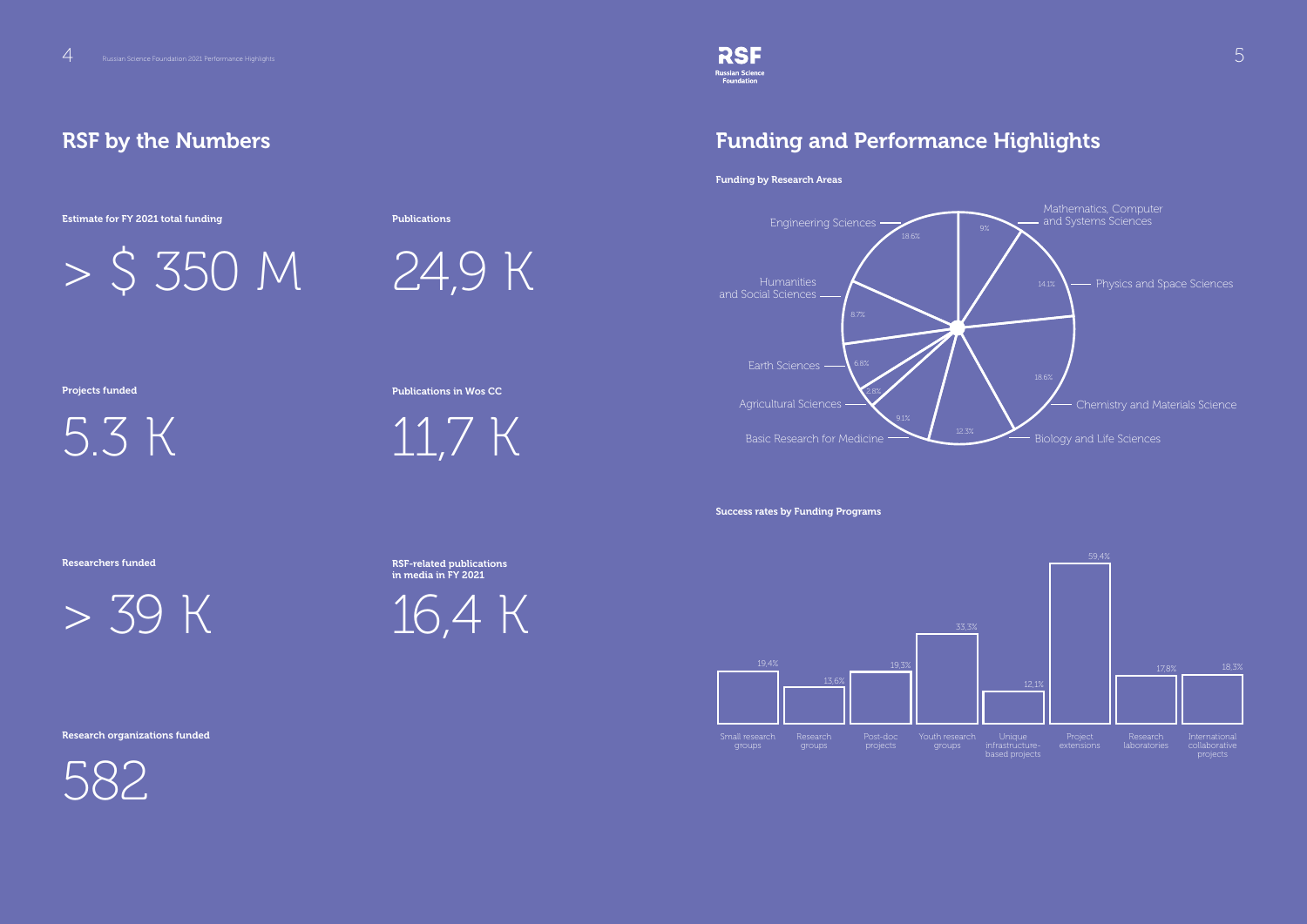## RSF by the Numbers

**Estimate for FY 2021 total funding**

> $ 350 M

**Publications**

24,9 K

**Projects funded**

5.3 K

**Publications in Wos CC**

11,7 K

**Researchers funded**

> 39 K

**RSF-related publications in media in FY 2021**

16,4 K

**Research organizations funded**

582

## Funding and Performance Highlights

**Funding by Research Areas**

| Research Area | Share |
|---|---|
| Mathematics, Computer and Systems Sciences | 9% |
| Physics and Space Sciences | 14.1% |
| Chemistry and Materials Science | 18.6% |
| Biology and Life Sciences | 12.3% |
| Basic Research for Medicine | 9.1% |
| Agricultural Sciences | 2.8% |
| Earth Sciences | 6.8% |
| Humanities and Social Sciences | 8.7% |
| Engineering Sciences | 18.6% |

**Success rates by Funding Programs**

| Funding Program | Success rate |
|---|---|
| Small research groups | 19,4% |
| Research groups | 13,6% |
| Post-doc projects | 19,3% |
| Youth research groups | 33,3% |
| Unique infrastructure-based projects | 12,1% |
| Project extensions | 59,4% |
| Research laboratories | 17,8% |
| International collaborative projects | 18,3% |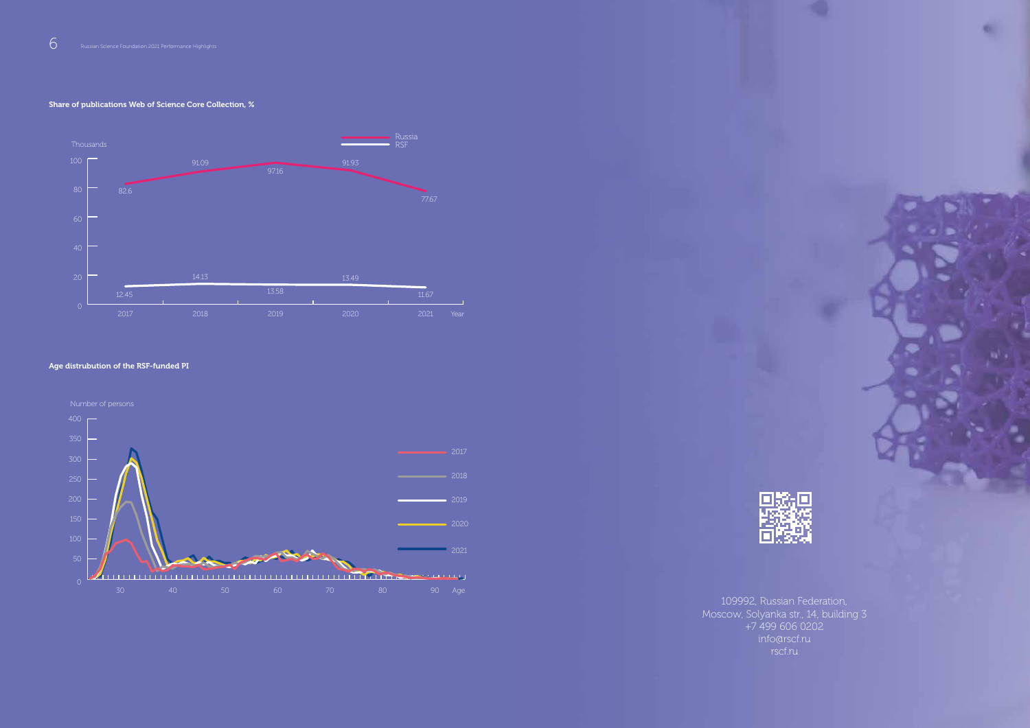**Share of publications Web of Science Core Collection, %**

Thousands

Russia
RSF

100
80
60
40
20
0

91.09
97.16
91.93
82.6
77.67
14.13
13.49
12.45
13.58
11.67

2017
2018
2019
2020
2021
Year

**Age distrubution of the RSF-funded PI**

Number of persons

400
350
300
250
200
150
100
50
0

2017
2018
2019
2020
2021

30
40
50
60
70
80
90
Age

109992, Russian Federation,
Moscow, Solyanka str., 14, building 3
+7 499 606 0202
info@rscf.ru
rscf.ru